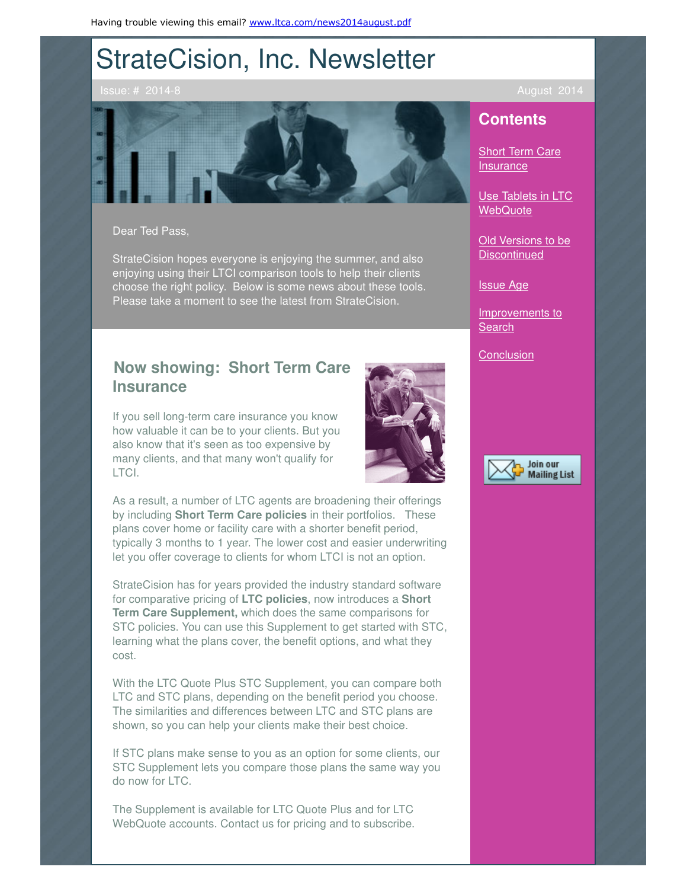Having trouble viewing this email? [www.ltca.com/news2014august.pdf](www.ltca.com/news2014august.pdf)

# StrateCision, Inc. Newsletter

Issue: # 2014-8 August 2014

## Contents

- [Short Term Care Insurance]()
- [Use Tablets in LTC WebQuote]()
- [Old Versions to be Discontinued]()
- [Issue Age]()
- [Improvements to Search]()
- [Conclusion]()

Join our Mailing List

Dear Ted Pass,

StrateCision hopes everyone is enjoying the summer, and also enjoying using their LTCI comparison tools to help their clients choose the right policy. Below is some news about these tools. Please take a moment to see the latest from StrateCision.

## Now showing: Short Term Care Insurance

If you sell long-term care insurance you know how valuable it can be to your clients. But you also know that it's seen as too expensive by many clients, and that many won't qualify for LTCI.

As a result, a number of LTC agents are broadening their offerings by including **Short Term Care policies** in their portfolios. These plans cover home or facility care with a shorter benefit period, typically 3 months to 1 year. The lower cost and easier underwriting let you offer coverage to clients for whom LTCI is not an option.

StrateCision has for years provided the industry standard software for comparative pricing of **LTC policies**, now introduces a **Short Term Care Supplement,** which does the same comparisons for STC policies. You can use this Supplement to get started with STC, learning what the plans cover, the benefit options, and what they cost.

With the LTC Quote Plus STC Supplement, you can compare both LTC and STC plans, depending on the benefit period you choose. The similarities and differences between LTC and STC plans are shown, so you can help your clients make their best choice.

If STC plans make sense to you as an option for some clients, our STC Supplement lets you compare those plans the same way you do now for LTC.

The Supplement is available for LTC Quote Plus and for LTC WebQuote accounts. Contact us for pricing and to subscribe.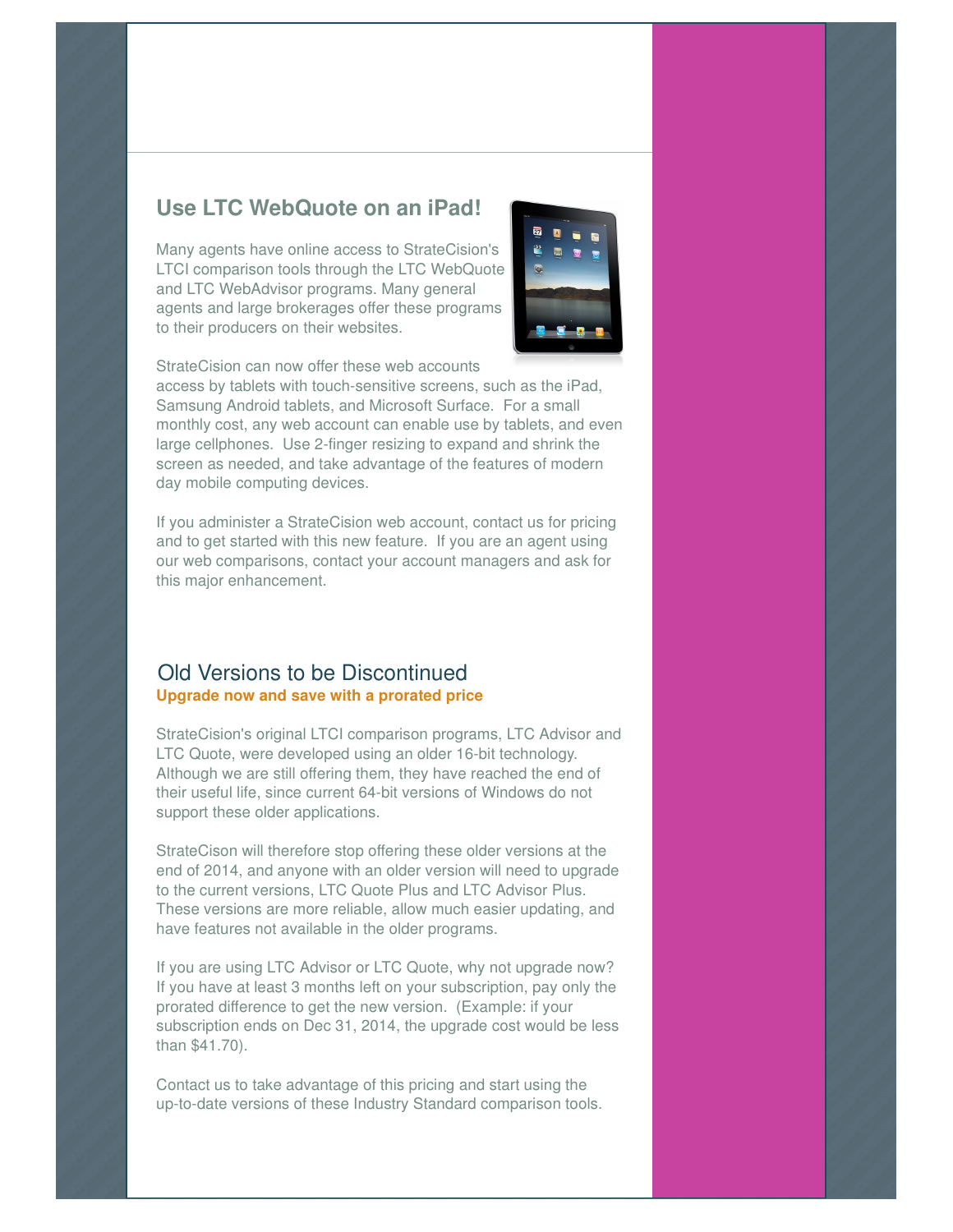## Use LTC WebQuote on an iPad!

Many agents have online access to StrateCision's LTCI comparison tools through the LTC WebQuote and LTC WebAdvisor programs. Many general agents and large brokerages offer these programs to their producers on their websites.

StrateCision can now offer these web accounts access by tablets with touch-sensitive screens, such as the iPad, Samsung Android tablets, and Microsoft Surface. For a small monthly cost, any web account can enable use by tablets, and even large cellphones. Use 2-finger resizing to expand and shrink the screen as needed, and take advantage of the features of modern day mobile computing devices.

If you administer a StrateCision web account, contact us for pricing and to get started with this new feature. If you are an agent using our web comparisons, contact your account managers and ask for this major enhancement.

## Old Versions to be Discontinued

**Upgrade now and save with a prorated price**

StrateCision's original LTCI comparison programs, LTC Advisor and LTC Quote, were developed using an older 16-bit technology. Although we are still offering them, they have reached the end of their useful life, since current 64-bit versions of Windows do not support these older applications.

StrateCison will therefore stop offering these older versions at the end of 2014, and anyone with an older version will need to upgrade to the current versions, LTC Quote Plus and LTC Advisor Plus. These versions are more reliable, allow much easier updating, and have features not available in the older programs.

If you are using LTC Advisor or LTC Quote, why not upgrade now? If you have at least 3 months left on your subscription, pay only the prorated difference to get the new version. (Example: if your subscription ends on Dec 31, 2014, the upgrade cost would be less than $41.70).

Contact us to take advantage of this pricing and start using the up-to-date versions of these Industry Standard comparison tools.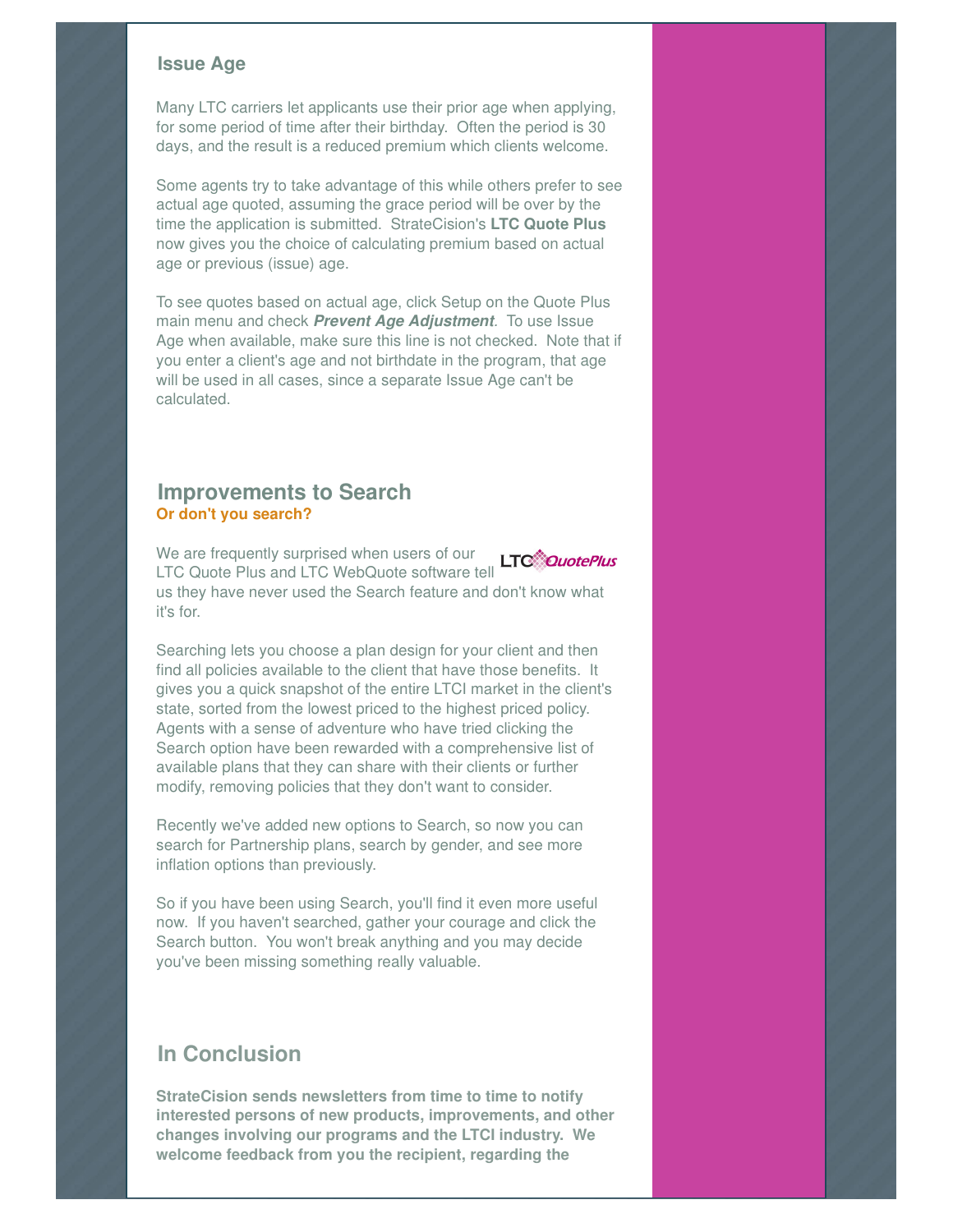### Issue Age

Many LTC carriers let applicants use their prior age when applying, for some period of time after their birthday. Often the period is 30 days, and the result is a reduced premium which clients welcome.

Some agents try to take advantage of this while others prefer to see actual age quoted, assuming the grace period will be over by the time the application is submitted. StrateCision's **LTC Quote Plus** now gives you the choice of calculating premium based on actual age or previous (issue) age.

To see quotes based on actual age, click Setup on the Quote Plus main menu and check ***Prevent Age Adjustment***. To use Issue Age when available, make sure this line is not checked. Note that if you enter a client's age and not birthdate in the program, that age will be used in all cases, since a separate Issue Age can't be calculated.

## Improvements to Search

**Or don't you search?**

We are frequently surprised when users of our LTC Quote Plus and LTC WebQuote software tell us they have never used the Search feature and don't know what it's for.

Searching lets you choose a plan design for your client and then find all policies available to the client that have those benefits. It gives you a quick snapshot of the entire LTCI market in the client's state, sorted from the lowest priced to the highest priced policy. Agents with a sense of adventure who have tried clicking the Search option have been rewarded with a comprehensive list of available plans that they can share with their clients or further modify, removing policies that they don't want to consider.

Recently we've added new options to Search, so now you can search for Partnership plans, search by gender, and see more inflation options than previously.

So if you have been using Search, you'll find it even more useful now. If you haven't searched, gather your courage and click the Search button. You won't break anything and you may decide you've been missing something really valuable.

## In Conclusion

**StrateCision sends newsletters from time to time to notify interested persons of new products, improvements, and other changes involving our programs and the LTCI industry. We welcome feedback from you the recipient, regarding the**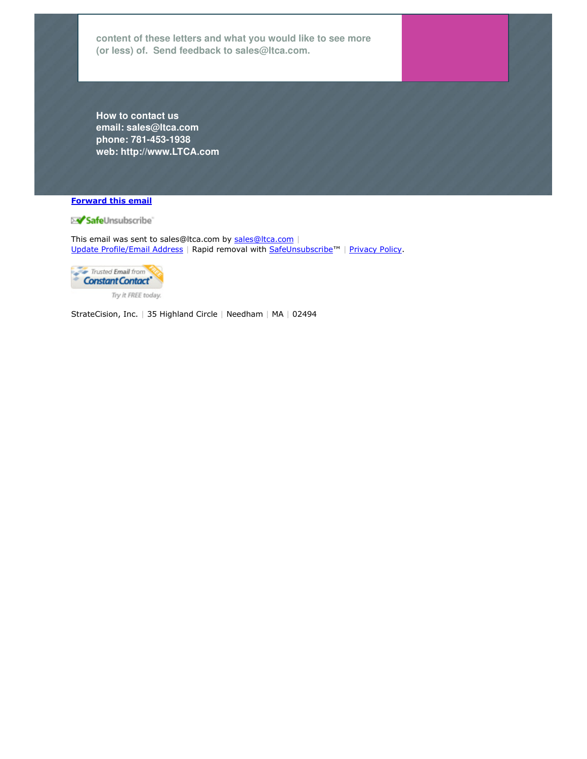content of these letters and what you would like to see more (or less) of. Send feedback to sales@ltca.com.

**How to contact us**
**email: sales@ltca.com**
**phone: 781-453-1938**
**web: http://www.LTCA.com**

**Forward this email**

SafeUnsubscribe

This email was sent to sales@ltca.com by sales@ltca.com | Update Profile/Email Address | Rapid removal with SafeUnsubscribe™ | Privacy Policy.

Trusted Email from Constant Contact FREE
Try it FREE today.

StrateCision, Inc. | 35 Highland Circle | Needham | MA | 02494